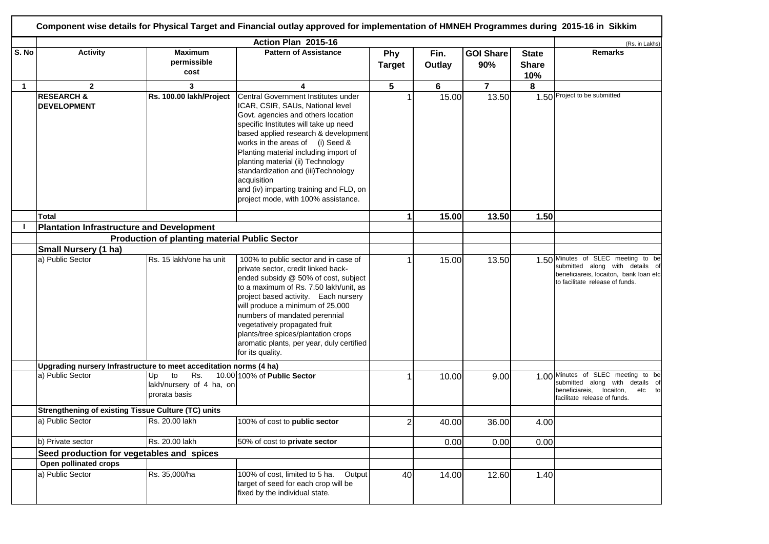# Component wise details for Physical Target and Financial outlay approved for implementation of HMNEH Programmes during 2015-16 in Sikkim

Action Plan 2015-16

(Rs. in Lakhs)

| S. No | Activity | Maximum permissible cost | Pattern of Assistance | Phy Target | Fin. Outlay | GOI Share 90% | State Share 10% | Remarks |
|---|---|---|---|---|---|---|---|---|
| 1 | 2 | 3 | 4 | 5 | 6 | 7 | 8 | |
| | **RESEARCH & DEVELOPMENT** | **Rs. 100.00 lakh/Project** | Central Government Institutes under ICAR, CSIR, SAUs, National level Govt. agencies and others location specific Institutes will take up need based applied research & development works in the areas of (i) Seed & Planting material including import of planting material (ii) Technology standardization and (iii)Technology acquisition and (iv) imparting training and FLD, on project mode, with 100% assistance. | 1 | 15.00 | 13.50 | 1.50 | Project to be submitted |
| | **Total** | | | **1** | **15.00** | **13.50** | **1.50** | |
| **I** | **Plantation Infrastructure and Development** | | | | | | | |
| | **Production of planting material Public Sector** | | | | | | | |
| | **Small Nursery (1 ha)** | | | | | | | |
| | a) Public Sector | Rs. 15 lakh/one ha unit | 100% to public sector and in case of private sector, credit linked back-ended subsidy @ 50% of cost, subject to a maximum of Rs. 7.50 lakh/unit, as project based activity. Each nursery will produce a minimum of 25,000 numbers of mandated perennial vegetatively propagated fruit plants/tree spices/plantation crops aromatic plants, per year, duly certified for its quality. | 1 | 15.00 | 13.50 | 1.50 | Minutes of SLEC meeting to be submitted along with details of beneficiareis, locaiton, bank loan etc to facilitate release of funds. |
| | **Upgrading nursery Infrastructure to meet acceditation norms (4 ha)** | | | | | | | |
| | a) Public Sector | Up to Rs. 10.00 lakh/nursery of 4 ha, on prorata basis | 100% of **Public Sector** | 1 | 10.00 | 9.00 | 1.00 | Minutes of SLEC meeting to be submitted along with details of beneficiareis, locaiton, etc to facilitate release of funds. |
| | **Strengthening of existing Tissue Culture (TC) units** | | | | | | | |
| | a) Public Sector | Rs. 20.00 lakh | 100% of cost to **public sector** | 2 | 40.00 | 36.00 | 4.00 | |
| | b) Private sector | Rs. 20.00 lakh | 50% of cost to **private sector** | | 0.00 | 0.00 | 0.00 | |
| | **Seed production for vegetables and spices** | | | | | | | |
| | **Open pollinated crops** | | | | | | | |
| | a) Public Sector | Rs. 35,000/ha | 100% of cost, limited to 5 ha. Output target of seed for each crop will be fixed by the individual state. | 40 | 14.00 | 12.60 | 1.40 | |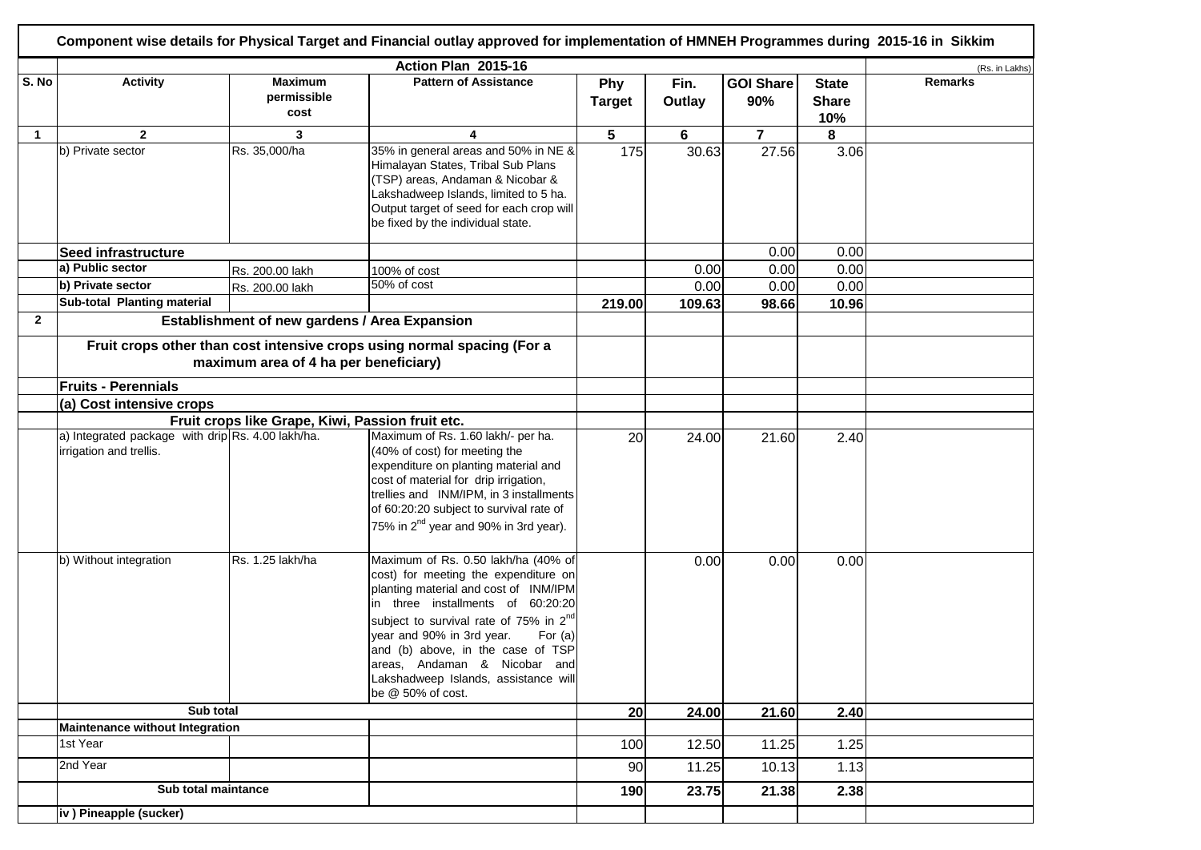**Component wise details for Physical Target and Financial outlay approved for implementation of HMNEH Programmes during 2015-16 in Sikkim**

| | | | Action Plan 2015-16 | | | | | (Rs. in Lakhs) |
|---|---|---|---|---|---|---|---|---|
| S. No | Activity | Maximum permissible cost | Pattern of Assistance | Phy Target | Fin. Outlay | GOI Share 90% | State Share 10% | Remarks |
| 1 | 2 | 3 | 4 | 5 | 6 | 7 | 8 | |
| | b) Private sector | Rs. 35,000/ha | 35% in general areas and 50% in NE & Himalayan States, Tribal Sub Plans (TSP) areas, Andaman & Nicobar & Lakshadweep Islands, limited to 5 ha. Output target of seed for each crop will be fixed by the individual state. | 175 | 30.63 | 27.56 | 3.06 | |
| | **Seed infrastructure** | | | | | 0.00 | 0.00 | |
| | **a) Public sector** | Rs. 200.00 lakh | 100% of cost | | 0.00 | 0.00 | 0.00 | |
| | **b) Private sector** | Rs. 200.00 lakh | 50% of cost | | 0.00 | 0.00 | 0.00 | |
| | **Sub-total Planting material** | | | **219.00** | **109.63** | **98.66** | **10.96** | |
| **2** | **Establishment of new gardens / Area Expansion** | | | | | | | |
| | **Fruit crops other than cost intensive crops using normal spacing (For a maximum area of 4 ha per beneficiary)** | | | | | | | |
| | **Fruits - Perennials** | | | | | | | |
| | **(a) Cost intensive crops** | | | | | | | |
| | **Fruit crops like Grape, Kiwi, Passion fruit etc.** | | | | | | | |
| | a) Integrated package with drip irrigation and trellis. | Rs. 4.00 lakh/ha. | Maximum of Rs. 1.60 lakh/- per ha. (40% of cost) for meeting the expenditure on planting material and cost of material for drip irrigation, trellies and INM/IPM, in 3 installments of 60:20:20 subject to survival rate of 75% in 2nd year and 90% in 3rd year). | 20 | 24.00 | 21.60 | 2.40 | |
| | b) Without integration | Rs. 1.25 lakh/ha | Maximum of Rs. 0.50 lakh/ha (40% of cost) for meeting the expenditure on planting material and cost of INM/IPM in three installments of 60:20:20 subject to survival rate of 75% in 2nd year and 90% in 3rd year. For (a) and (b) above, in the case of TSP areas, Andaman & Nicobar and Lakshadweep Islands, assistance will be @ 50% of cost. | | 0.00 | 0.00 | 0.00 | |
| | **Sub total** | | | **20** | **24.00** | **21.60** | **2.40** | |
| | **Maintenance without Integration** | | | | | | | |
| | 1st Year | | | 100 | 12.50 | 11.25 | 1.25 | |
| | 2nd Year | | | 90 | 11.25 | 10.13 | 1.13 | |
| | **Sub total maintance** | | | **190** | **23.75** | **21.38** | **2.38** | |
| | **iv ) Pineapple (sucker)** | | | | | | | |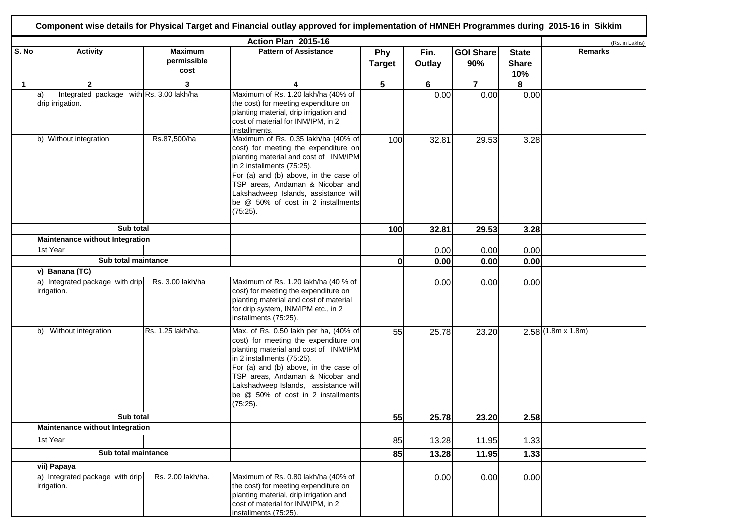**Component wise details for Physical Target and Financial outlay approved for implementation of HMNEH Programmes during 2015-16 in Sikkim**

**Action Plan 2015-16**

(Rs. in Lakhs)

| S. No | Activity | Maximum permissible cost | Pattern of Assistance | Phy Target | Fin. Outlay | GOI Share 90% | State Share 10% | Remarks |
|---|---|---|---|---|---|---|---|---|
| 1 | 2 | 3 | 4 | 5 | 6 | 7 | 8 | |
| | a) Integrated package with drip irrigation. | Rs. 3.00 lakh/ha | Maximum of Rs. 1.20 lakh/ha (40% of the cost) for meeting expenditure on planting material, drip irrigation and cost of material for INM/IPM, in 2 installments. | | 0.00 | 0.00 | 0.00 | |
| | b) Without integration | Rs.87,500/ha | Maximum of Rs. 0.35 lakh/ha (40% of cost) for meeting the expenditure on planting material and cost of INM/IPM in 2 installments (75:25). For (a) and (b) above, in the case of TSP areas, Andaman & Nicobar and Lakshadweep Islands, assistance will be @ 50% of cost in 2 installments (75:25). | 100 | 32.81 | 29.53 | 3.28 | |
| | **Sub total** | | | **100** | **32.81** | **29.53** | **3.28** | |
| | **Maintenance without Integration** | | | | | | | |
| | 1st Year | | | | 0.00 | 0.00 | 0.00 | |
| | **Sub total maintance** | | | **0** | **0.00** | **0.00** | **0.00** | |
| | **v) Banana (TC)** | | | | | | | |
| | a) Integrated package with drip irrigation. | Rs. 3.00 lakh/ha | Maximum of Rs. 1.20 lakh/ha (40 % of cost) for meeting the expenditure on planting material and cost of material for drip system, INM/IPM etc., in 2 installments (75:25). | | 0.00 | 0.00 | 0.00 | |
| | b) Without integration | Rs. 1.25 lakh/ha. | Max. of Rs. 0.50 lakh per ha, (40% of cost) for meeting the expenditure on planting material and cost of INM/IPM in 2 installments (75:25). For (a) and (b) above, in the case of TSP areas, Andaman & Nicobar and Lakshadweep Islands, assistance will be @ 50% of cost in 2 installments (75:25). | 55 | 25.78 | 23.20 | 2.58 | (1.8m x 1.8m) |
| | **Sub total** | | | **55** | **25.78** | **23.20** | **2.58** | |
| | **Maintenance without Integration** | | | | | | | |
| | 1st Year | | | 85 | 13.28 | 11.95 | 1.33 | |
| | **Sub total maintance** | | | **85** | **13.28** | **11.95** | **1.33** | |
| | **vii) Papaya** | | | | | | | |
| | a) Integrated package with drip irrigation. | Rs. 2.00 lakh/ha. | Maximum of Rs. 0.80 lakh/ha (40% of the cost) for meeting expenditure on planting material, drip irrigation and cost of material for INM/IPM, in 2 installments (75:25). | | 0.00 | 0.00 | 0.00 | |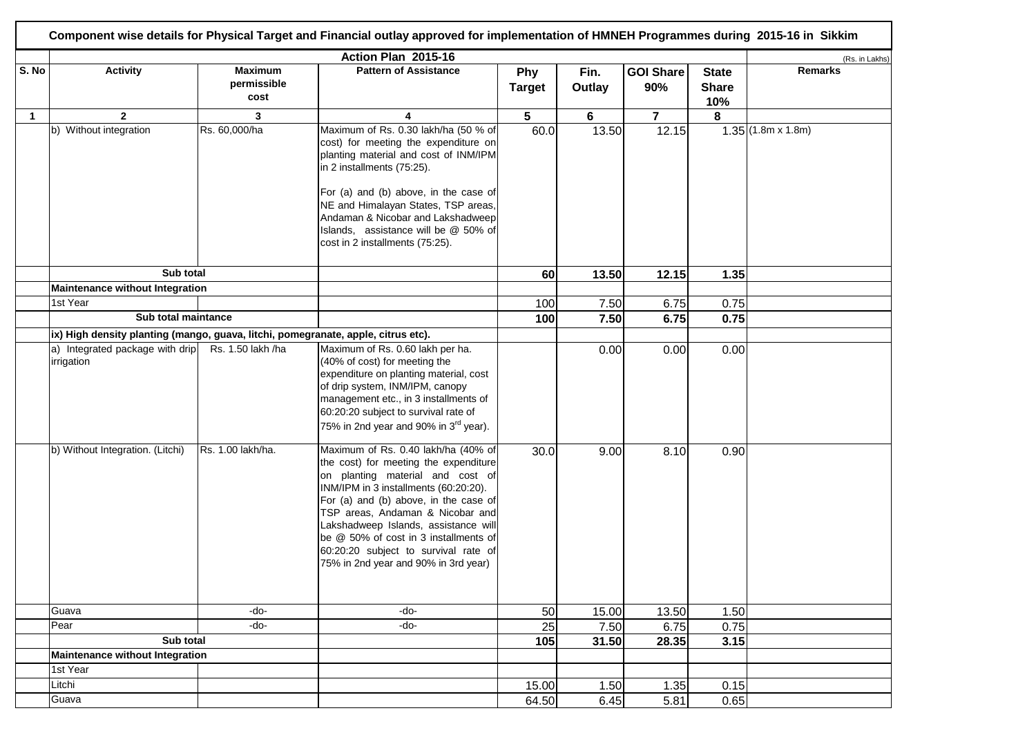**Component wise details for Physical Target and Financial outlay approved for implementation of HMNEH Programmes during 2015-16 in Sikkim**

**Action Plan 2015-16** (Rs. in Lakhs)

| S. No | Activity | Maximum permissible cost | Pattern of Assistance | Phy Target | Fin. Outlay | GOI Share 90% | State Share 10% | Remarks |
|---|---|---|---|---|---|---|---|---|
| 1 | 2 | 3 | 4 | 5 | 6 | 7 | 8 | |
| | b) Without integration | Rs. 60,000/ha | Maximum of Rs. 0.30 lakh/ha (50 % of cost) for meeting the expenditure on planting material and cost of INM/IPM in 2 installments (75:25). For (a) and (b) above, in the case of NE and Himalayan States, TSP areas, Andaman & Nicobar and Lakshadweep Islands, assistance will be @ 50% of cost in 2 installments (75:25). | 60.0 | 13.50 | 12.15 | 1.35 | (1.8m x 1.8m) |
| | **Sub total** | | | **60** | **13.50** | **12.15** | **1.35** | |
| | **Maintenance without Integration** | | | | | | | |
| | 1st Year | | | 100 | 7.50 | 6.75 | 0.75 | |
| | **Sub total maintance** | | | **100** | **7.50** | **6.75** | **0.75** | |
| | **ix) High density planting (mango, guava, litchi, pomegranate, apple, citrus etc).** | | | | | | | |
| | a) Integrated package with drip irrigation | Rs. 1.50 lakh /ha | Maximum of Rs. 0.60 lakh per ha. (40% of cost) for meeting the expenditure on planting material, cost of drip system, INM/IPM, canopy management etc., in 3 installments of 60:20:20 subject to survival rate of 75% in 2nd year and 90% in 3rd year). | | 0.00 | 0.00 | 0.00 | |
| | b) Without Integration. (Litchi) | Rs. 1.00 lakh/ha. | Maximum of Rs. 0.40 lakh/ha (40% of the cost) for meeting the expenditure on planting material and cost of INM/IPM in 3 installments (60:20:20). For (a) and (b) above, in the case of TSP areas, Andaman & Nicobar and Lakshadweep Islands, assistance will be @ 50% of cost in 3 installments of 60:20:20 subject to survival rate of 75% in 2nd year and 90% in 3rd year) | 30.0 | 9.00 | 8.10 | 0.90 | |
| | Guava | -do- | -do- | 50 | 15.00 | 13.50 | 1.50 | |
| | Pear | -do- | -do- | 25 | 7.50 | 6.75 | 0.75 | |
| | **Sub total** | | | **105** | **31.50** | **28.35** | **3.15** | |
| | **Maintenance without Integration** | | | | | | | |
| | 1st Year | | | | | | | |
| | Litchi | | | 15.00 | 1.50 | 1.35 | 0.15 | |
| | Guava | | | 64.50 | 6.45 | 5.81 | 0.65 | |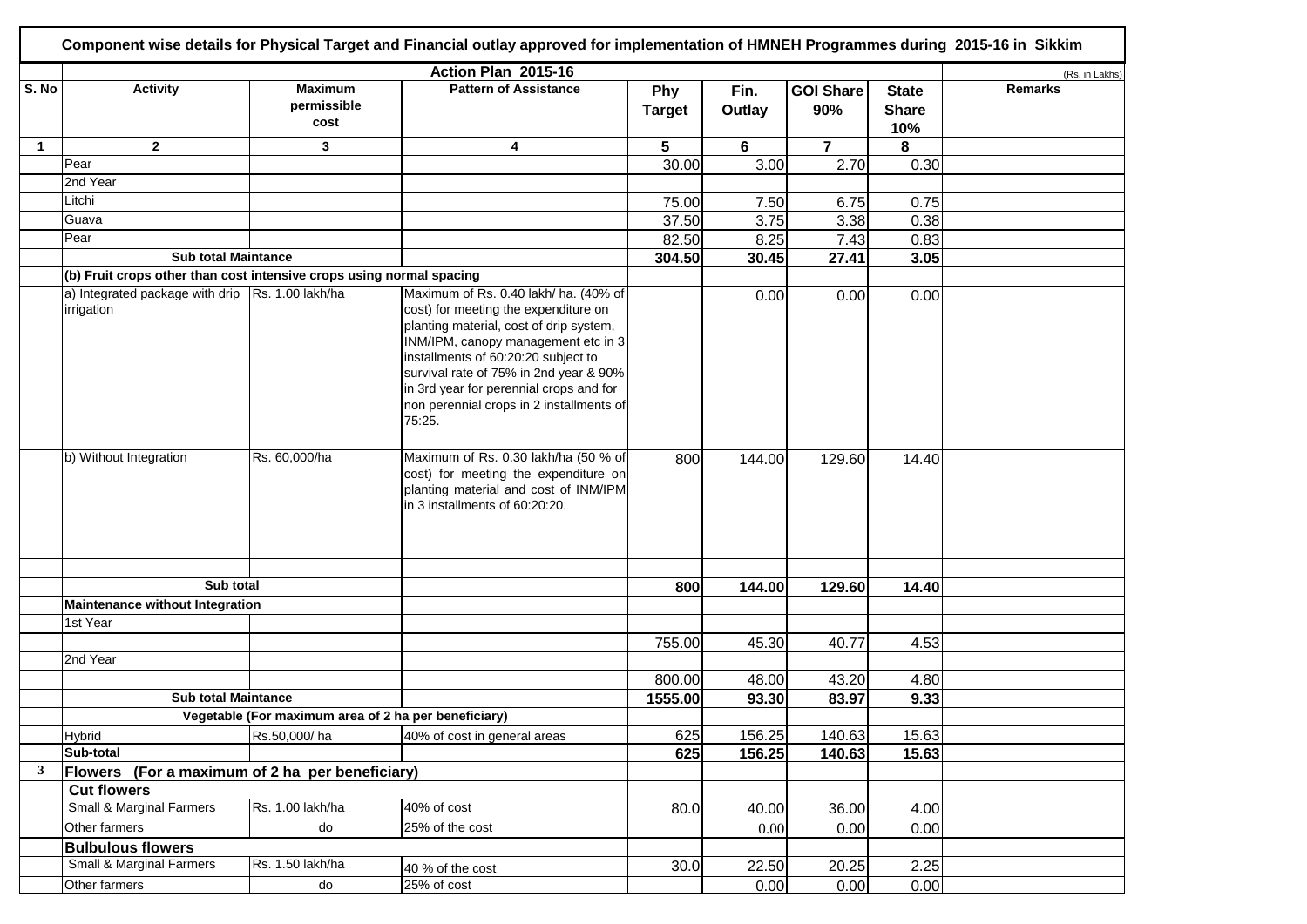**Component wise details for Physical Target and Financial outlay approved for implementation of HMNEH Programmes during 2015-16 in Sikkim**

| | Action Plan 2015-16 | | | | | | | (Rs. in Lakhs) |
|---|---|---|---|---|---|---|---|---|
| S. No | Activity | Maximum permissible cost | Pattern of Assistance | Phy Target | Fin. Outlay | GOI Share 90% | State Share 10% | Remarks |
| 1 | 2 | 3 | 4 | 5 | 6 | 7 | 8 | |
| | Pear | | | 30.00 | 3.00 | 2.70 | 0.30 | |
| | 2nd Year | | | | | | | |
| | Litchi | | | 75.00 | 7.50 | 6.75 | 0.75 | |
| | Guava | | | 37.50 | 3.75 | 3.38 | 0.38 | |
| | Pear | | | 82.50 | 8.25 | 7.43 | 0.83 | |
| | **Sub total Maintance** | | | **304.50** | **30.45** | **27.41** | **3.05** | |
| | **(b) Fruit crops other than cost intensive crops using normal spacing** | | | | | | | |
| | a) Integrated package with drip irrigation | Rs. 1.00 lakh/ha | Maximum of Rs. 0.40 lakh/ ha. (40% of cost) for meeting the expenditure on planting material, cost of drip system, INM/IPM, canopy management etc in 3 installments of 60:20:20 subject to survival rate of 75% in 2nd year & 90% in 3rd year for perennial crops and for non perennial crops in 2 installments of 75:25. | | 0.00 | 0.00 | 0.00 | |
| | b) Without Integration | Rs. 60,000/ha | Maximum of Rs. 0.30 lakh/ha (50 % of cost) for meeting the expenditure on planting material and cost of INM/IPM in 3 installments of 60:20:20. | 800 | 144.00 | 129.60 | 14.40 | |
| | | | | | | | | |
| | **Sub total** | | | **800** | **144.00** | **129.60** | **14.40** | |
| | **Maintenance without Integration** | | | | | | | |
| | 1st Year | | | | | | | |
| | | | | 755.00 | 45.30 | 40.77 | 4.53 | |
| | 2nd Year | | | | | | | |
| | | | | 800.00 | 48.00 | 43.20 | 4.80 | |
| | **Sub total Maintance** | | | **1555.00** | **93.30** | **83.97** | **9.33** | |
| | **Vegetable (For maximum area of 2 ha per beneficiary)** | | | | | | | |
| | Hybrid | Rs.50,000/ ha | 40% of cost in general areas | 625 | 156.25 | 140.63 | 15.63 | |
| | **Sub-total** | | | **625** | **156.25** | **140.63** | **15.63** | |
| **3** | **Flowers (For a maximum of 2 ha per beneficiary)** | | | | | | | |
| | **Cut flowers** | | | | | | | |
| | Small & Marginal Farmers | Rs. 1.00 lakh/ha | 40% of cost | 80.0 | 40.00 | 36.00 | 4.00 | |
| | Other farmers | do | 25% of the cost | | 0.00 | 0.00 | 0.00 | |
| | **Bulbulous flowers** | | | | | | | |
| | Small & Marginal Farmers | Rs. 1.50 lakh/ha | 40 % of the cost | 30.0 | 22.50 | 20.25 | 2.25 | |
| | Other farmers | do | 25% of cost | | 0.00 | 0.00 | 0.00 | |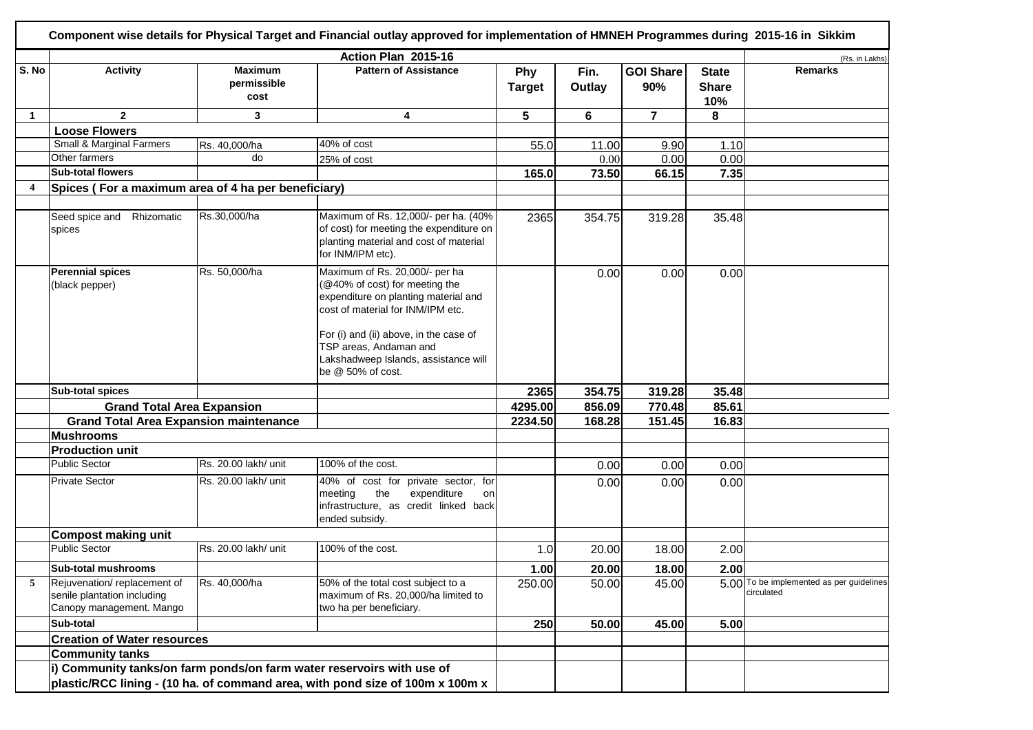**Component wise details for Physical Target and Financial outlay approved for implementation of HMNEH Programmes during 2015-16 in Sikkim**

| | | | Action Plan 2015-16 | | | | | (Rs. in Lakhs) |
|---|---|---|---|---|---|---|---|---|
| S. No | Activity | Maximum permissible cost | Pattern of Assistance | Phy Target | Fin. Outlay | GOI Share 90% | State Share 10% | Remarks |
| 1 | 2 | 3 | 4 | 5 | 6 | 7 | 8 | |
| | **Loose Flowers** | | | | | | | |
| | Small & Marginal Farmers | Rs. 40,000/ha | 40% of cost | 55.0 | 11.00 | 9.90 | 1.10 | |
| | Other farmers | do | 25% of cost | | 0.00 | 0.00 | 0.00 | |
| | **Sub-total flowers** | | | **165.0** | **73.50** | **66.15** | **7.35** | |
| 4 | **Spices ( For a maximum area of 4 ha per beneficiary)** | | | | | | | |
| | Seed spice and Rhizomatic spices | Rs.30,000/ha | Maximum of Rs. 12,000/- per ha. (40% of cost) for meeting the expenditure on planting material and cost of material for INM/IPM etc). | 2365 | 354.75 | 319.28 | 35.48 | |
| | **Perennial spices** (black pepper) | Rs. 50,000/ha | Maximum of Rs. 20,000/- per ha (@40% of cost) for meeting the expenditure on planting material and cost of material for INM/IPM etc. For (i) and (ii) above, in the case of TSP areas, Andaman and Lakshadweep Islands, assistance will be @ 50% of cost. | | 0.00 | 0.00 | 0.00 | |
| | **Sub-total spices** | | | **2365** | **354.75** | **319.28** | **35.48** | |
| | **Grand Total Area Expansion** | | | **4295.00** | **856.09** | **770.48** | **85.61** | |
| | **Grand Total Area Expansion maintenance** | | | **2234.50** | **168.28** | **151.45** | **16.83** | |
| | **Mushrooms** | | | | | | | |
| | **Production unit** | | | | | | | |
| | Public Sector | Rs. 20.00 lakh/ unit | 100% of the cost. | | 0.00 | 0.00 | 0.00 | |
| | Private Sector | Rs. 20.00 lakh/ unit | 40% of cost for private sector, for meeting the expenditure on infrastructure, as credit linked back ended subsidy. | | 0.00 | 0.00 | 0.00 | |
| | **Compost making unit** | | | | | | | |
| | Public Sector | Rs. 20.00 lakh/ unit | 100% of the cost. | 1.0 | 20.00 | 18.00 | 2.00 | |
| | **Sub-total mushrooms** | | | **1.00** | **20.00** | **18.00** | **2.00** | |
| 5 | Rejuvenation/ replacement of senile plantation including Canopy management. Mango | Rs. 40,000/ha | 50% of the total cost subject to a maximum of Rs. 20,000/ha limited to two ha per beneficiary. | 250.00 | 50.00 | 45.00 | 5.00 | To be implemented as per guidelines circulated |
| | **Sub-total** | | | **250** | **50.00** | **45.00** | **5.00** | |
| | **Creation of Water resources** | | | | | | | |
| | **Community tanks** | | | | | | | |
| | **i) Community tanks/on farm ponds/on farm water reservoirs with use of plastic/RCC lining - (10 ha. of command area, with pond size of 100m x 100m x** | | | | | | | |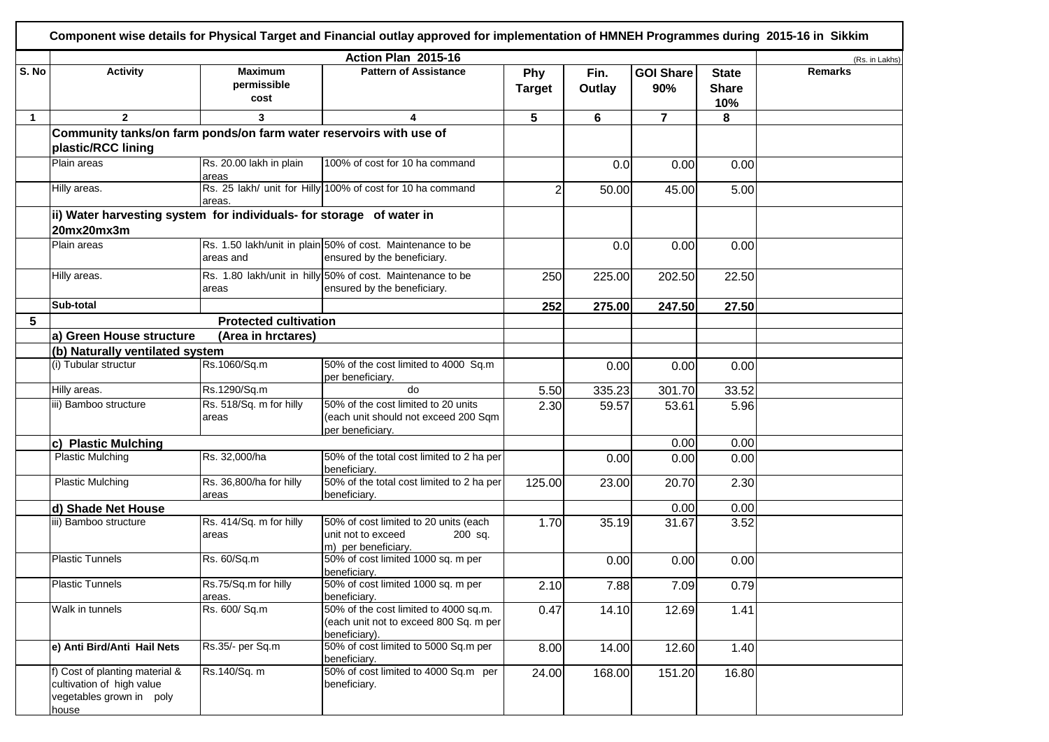# Component wise details for Physical Target and Financial outlay approved for implementation of HMNEH Programmes during 2015-16 in Sikkim

| | | | Action Plan 2015-16 | | | | | (Rs. in Lakhs) |
|---|---|---|---|---|---|---|---|---|
| S. No | Activity | Maximum permissible cost | Pattern of Assistance | Phy Target | Fin. Outlay | GOI Share 90% | State Share 10% | Remarks |
| 1 | 2 | 3 | 4 | 5 | 6 | 7 | 8 | |
| | **Community tanks/on farm ponds/on farm water reservoirs with use of plastic/RCC lining** | | | | | | | |
| | Plain areas | Rs. 20.00 lakh in plain areas | 100% of cost for 10 ha command | | 0.0 | 0.00 | 0.00 | |
| | Hilly areas. | Rs. 25 lakh/ unit for Hilly areas. | 100% of cost for 10 ha command | 2 | 50.00 | 45.00 | 5.00 | |
| | **ii) Water harvesting system for individuals- for storage of water in 20mx20mx3m** | | | | | | | |
| | Plain areas | Rs. 1.50 lakh/unit in plain areas and | 50% of cost. Maintenance to be ensured by the beneficiary. | | 0.0 | 0.00 | 0.00 | |
| | Hilly areas. | Rs. 1.80 lakh/unit in hilly areas | 50% of cost. Maintenance to be ensured by the beneficiary. | 250 | 225.00 | 202.50 | 22.50 | |
| | **Sub-total** | | | **252** | **275.00** | **247.50** | **27.50** | |
| **5** | | **Protected cultivation** | | | | | | |
| | **a) Green House structure** | **(Area in hrctares)** | | | | | | |
| | **(b) Naturally ventilated system** | | | | | | | |
| | (i) Tubular structur | Rs.1060/Sq.m | 50% of the cost limited to 4000 Sq.m per beneficiary. | | 0.00 | 0.00 | 0.00 | |
| | Hilly areas. | Rs.1290/Sq.m | do | 5.50 | 335.23 | 301.70 | 33.52 | |
| | iii) Bamboo structure | Rs. 518/Sq. m for hilly areas | 50% of the cost limited to 20 units (each unit should not exceed 200 Sqm per beneficiary. | 2.30 | 59.57 | 53.61 | 5.96 | |
| | **c) Plastic Mulching** | | | | | 0.00 | 0.00 | |
| | Plastic Mulching | Rs. 32,000/ha | 50% of the total cost limited to 2 ha per beneficiary. | | 0.00 | 0.00 | 0.00 | |
| | Plastic Mulching | Rs. 36,800/ha for hilly areas | 50% of the total cost limited to 2 ha per beneficiary. | 125.00 | 23.00 | 20.70 | 2.30 | |
| | **d) Shade Net House** | | | | | 0.00 | 0.00 | |
| | iii) Bamboo structure | Rs. 414/Sq. m for hilly areas | 50% of cost limited to 20 units (each unit not to exceed 200 sq. m) per beneficiary. | 1.70 | 35.19 | 31.67 | 3.52 | |
| | Plastic Tunnels | Rs. 60/Sq.m | 50% of cost limited 1000 sq. m per beneficiary. | | 0.00 | 0.00 | 0.00 | |
| | Plastic Tunnels | Rs.75/Sq.m for hilly areas. | 50% of cost limited 1000 sq. m per beneficiary. | 2.10 | 7.88 | 7.09 | 0.79 | |
| | Walk in tunnels | Rs. 600/ Sq.m | 50% of the cost limited to 4000 sq.m. (each unit not to exceed 800 Sq. m per beneficiary). | 0.47 | 14.10 | 12.69 | 1.41 | |
| | **e) Anti Bird/Anti Hail Nets** | Rs.35/- per Sq.m | 50% of cost limited to 5000 Sq.m per beneficiary. | 8.00 | 14.00 | 12.60 | 1.40 | |
| | f) Cost of planting material & cultivation of high value vegetables grown in poly house | Rs.140/Sq. m | 50% of cost limited to 4000 Sq.m per beneficiary. | 24.00 | 168.00 | 151.20 | 16.80 | |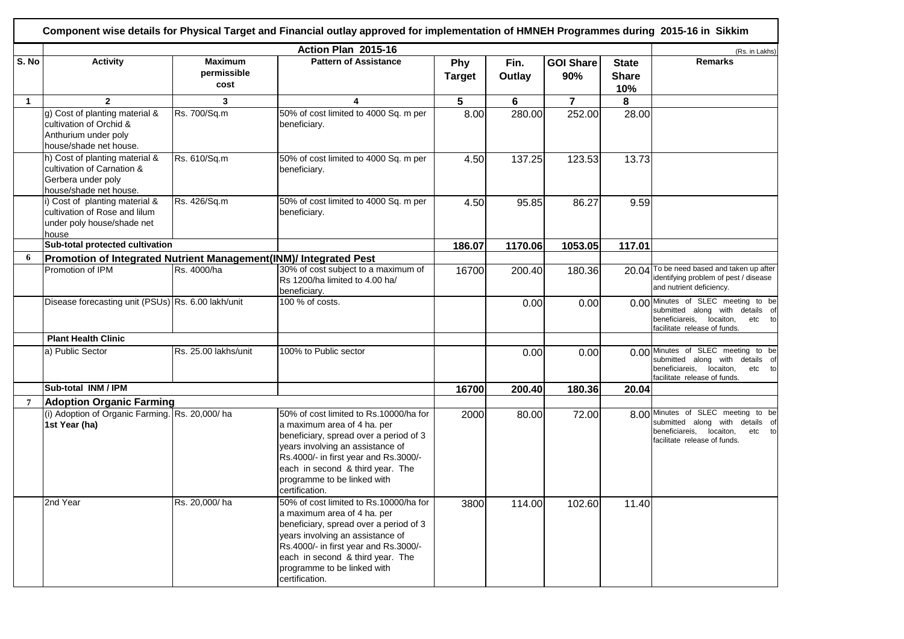**Component wise details for Physical Target and Financial outlay approved for implementation of HMNEH Programmes during 2015-16 in Sikkim**

| | | | Action Plan 2015-16 | | | | | (Rs. in Lakhs) |
|---|---|---|---|---|---|---|---|---|
| S. No | Activity | Maximum permissible cost | Pattern of Assistance | Phy Target | Fin. Outlay | GOI Share 90% | State Share 10% | Remarks |
| 1 | 2 | 3 | 4 | 5 | 6 | 7 | 8 | |
| | g) Cost of planting material & cultivation of Orchid & Anthurium under poly house/shade net house. | Rs. 700/Sq.m | 50% of cost limited to 4000 Sq. m per beneficiary. | 8.00 | 280.00 | 252.00 | 28.00 | |
| | h) Cost of planting material & cultivation of Carnation & Gerbera under poly house/shade net house. | Rs. 610/Sq.m | 50% of cost limited to 4000 Sq. m per beneficiary. | 4.50 | 137.25 | 123.53 | 13.73 | |
| | i) Cost of planting material & cultivation of Rose and lilum under poly house/shade net house | Rs. 426/Sq.m | 50% of cost limited to 4000 Sq. m per beneficiary. | 4.50 | 95.85 | 86.27 | 9.59 | |
| | **Sub-total protected cultivation** | | | **186.07** | **1170.06** | **1053.05** | **117.01** | |
| **6** | **Promotion of Integrated Nutrient Management(INM)/ Integrated Pest** | | | | | | | |
| | Promotion of IPM | Rs. 4000/ha | 30% of cost subject to a maximum of Rs 1200/ha limited to 4.00 ha/ beneficiary. | 16700 | 200.40 | 180.36 | 20.04 | To be need based and taken up after identifying problem of pest / disease and nutrient deficiency. |
| | Disease forecasting unit (PSUs) | Rs. 6.00 lakh/unit | 100 % of costs. | | 0.00 | 0.00 | 0.00 | Minutes of SLEC meeting to be submitted along with details of beneficiareis, locaiton, etc to facilitate release of funds. |
| | **Plant Health Clinic** | | | | | | | |
| | a) Public Sector | Rs. 25.00 lakhs/unit | 100% to Public sector | | 0.00 | 0.00 | 0.00 | Minutes of SLEC meeting to be submitted along with details of beneficiareis, locaiton, etc to facilitate release of funds. |
| | **Sub-total INM / IPM** | | | **16700** | **200.40** | **180.36** | **20.04** | |
| **7** | **Adoption Organic Farming** | | | | | | | |
| | (i) Adoption of Organic Farming. **1st Year (ha)** | Rs. 20,000/ ha | 50% of cost limited to Rs.10000/ha for a maximum area of 4 ha. per beneficiary, spread over a period of 3 years involving an assistance of Rs.4000/- in first year and Rs.3000/- each in second & third year. The programme to be linked with certification. | 2000 | 80.00 | 72.00 | 8.00 | Minutes of SLEC meeting to be submitted along with details of beneficiareis, locaiton, etc to facilitate release of funds. |
| | 2nd Year | Rs. 20,000/ ha | 50% of cost limited to Rs.10000/ha for a maximum area of 4 ha. per beneficiary, spread over a period of 3 years involving an assistance of Rs.4000/- in first year and Rs.3000/- each in second & third year. The programme to be linked with certification. | 3800 | 114.00 | 102.60 | 11.40 | |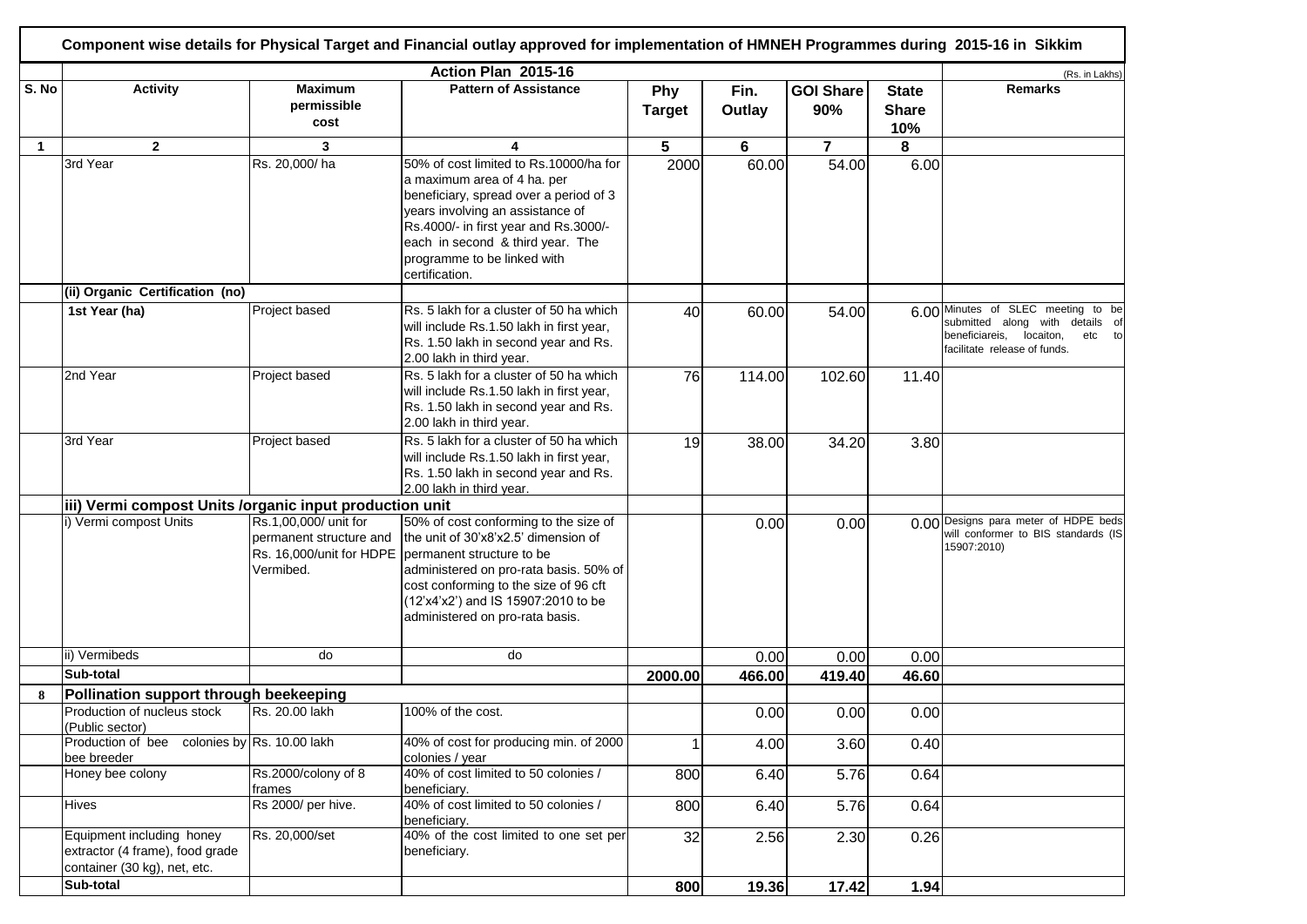## Component wise details for Physical Target and Financial outlay approved for implementation of HMNEH Programmes during 2015-16 in Sikkim

| | Action Plan 2015-16 | | | | | | | (Rs. in Lakhs) |
|---|---|---|---|---|---|---|---|---|
| S. No | Activity | Maximum permissible cost | Pattern of Assistance | Phy Target | Fin. Outlay | GOI Share 90% | State Share 10% | Remarks |
| 1 | 2 | 3 | 4 | 5 | 6 | 7 | 8 | |
| | 3rd Year | Rs. 20,000/ ha | 50% of cost limited to Rs.10000/ha for a maximum area of 4 ha. per beneficiary, spread over a period of 3 years involving an assistance of Rs.4000/- in first year and Rs.3000/- each in second & third year. The programme to be linked with certification. | 2000 | 60.00 | 54.00 | 6.00 | |
| | **(ii) Organic Certification (no)** | | | | | | | |
| | 1st Year (ha) | Project based | Rs. 5 lakh for a cluster of 50 ha which will include Rs.1.50 lakh in first year, Rs. 1.50 lakh in second year and Rs. 2.00 lakh in third year. | 40 | 60.00 | 54.00 | 6.00 | Minutes of SLEC meeting to be submitted along with details of beneficiareis, locaiton, etc to facilitate release of funds. |
| | 2nd Year | Project based | Rs. 5 lakh for a cluster of 50 ha which will include Rs.1.50 lakh in first year, Rs. 1.50 lakh in second year and Rs. 2.00 lakh in third year. | 76 | 114.00 | 102.60 | 11.40 | |
| | 3rd Year | Project based | Rs. 5 lakh for a cluster of 50 ha which will include Rs.1.50 lakh in first year, Rs. 1.50 lakh in second year and Rs. 2.00 lakh in third year. | 19 | 38.00 | 34.20 | 3.80 | |
| | **iii) Vermi compost Units /organic input production unit** | | | | | | | |
| | i) Vermi compost Units | Rs.1,00,000/ unit for permanent structure and Rs. 16,000/unit for HDPE Vermibed. | 50% of cost conforming to the size of the unit of 30'x8'x2.5' dimension of permanent structure to be administered on pro-rata basis. 50% of cost conforming to the size of 96 cft (12'x4'x2') and IS 15907:2010 to be administered on pro-rata basis. | | 0.00 | 0.00 | 0.00 | Designs para meter of HDPE beds will conformer to BIS standards (IS 15907:2010) |
| | ii) Vermibeds | do | do | | 0.00 | 0.00 | 0.00 | |
| | **Sub-total** | | | **2000.00** | **466.00** | **419.40** | **46.60** | |
| **8** | **Pollination support through beekeeping** | | | | | | | |
| | Production of nucleus stock (Public sector) | Rs. 20.00 lakh | 100% of the cost. | | 0.00 | 0.00 | 0.00 | |
| | Production of bee colonies by bee breeder | Rs. 10.00 lakh | 40% of cost for producing min. of 2000 colonies / year | 1 | 4.00 | 3.60 | 0.40 | |
| | Honey bee colony | Rs.2000/colony of 8 frames | 40% of cost limited to 50 colonies / beneficiary. | 800 | 6.40 | 5.76 | 0.64 | |
| | Hives | Rs 2000/ per hive. | 40% of cost limited to 50 colonies / beneficiary. | 800 | 6.40 | 5.76 | 0.64 | |
| | Equipment including honey extractor (4 frame), food grade container (30 kg), net, etc. | Rs. 20,000/set | 40% of the cost limited to one set per beneficiary. | 32 | 2.56 | 2.30 | 0.26 | |
| | **Sub-total** | | | **800** | **19.36** | **17.42** | **1.94** | |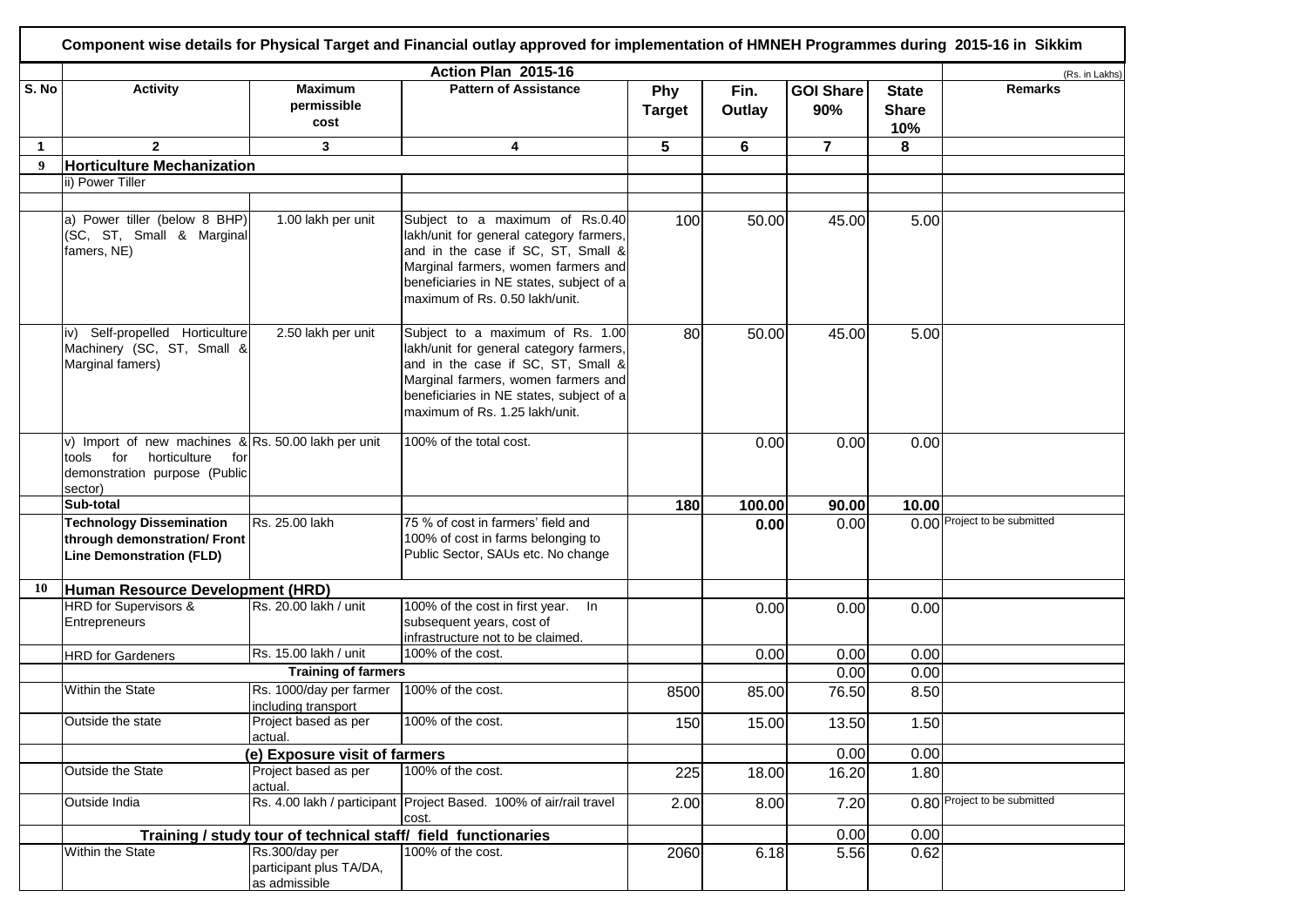**Component wise details for Physical Target and Financial outlay approved for implementation of HMNEH Programmes during 2015-16 in Sikkim**

| | | | Action Plan 2015-16 | | | | | (Rs. in Lakhs) |
|---|---|---|---|---|---|---|---|---|
| S. No | Activity | Maximum permissible cost | Pattern of Assistance | Phy Target | Fin. Outlay | GOI Share 90% | State Share 10% | Remarks |
| 1 | 2 | 3 | 4 | 5 | 6 | 7 | 8 | |
| 9 | **Horticulture Mechanization** | | | | | | | |
| | ii) Power Tiller | | | | | | | |
| | | | | | | | | |
| | a) Power tiller (below 8 BHP) (SC, ST, Small & Marginal famers, NE) | 1.00 lakh per unit | Subject to a maximum of Rs.0.40 lakh/unit for general category farmers, and in the case if SC, ST, Small & Marginal farmers, women farmers and beneficiaries in NE states, subject of a maximum of Rs. 0.50 lakh/unit. | 100 | 50.00 | 45.00 | 5.00 | |
| | iv) Self-propelled Horticulture Machinery (SC, ST, Small & Marginal famers) | 2.50 lakh per unit | Subject to a maximum of Rs. 1.00 lakh/unit for general category farmers, and in the case if SC, ST, Small & Marginal farmers, women farmers and beneficiaries in NE states, subject of a maximum of Rs. 1.25 lakh/unit. | 80 | 50.00 | 45.00 | 5.00 | |
| | v) Import of new machines & tools for horticulture for demonstration purpose (Public sector) | Rs. 50.00 lakh per unit | 100% of the total cost. | | 0.00 | 0.00 | 0.00 | |
| | **Sub-total** | | | **180** | **100.00** | **90.00** | **10.00** | |
| | **Technology Dissemination through demonstration/ Front Line Demonstration (FLD)** | Rs. 25.00 lakh | 75 % of cost in farmers' field and 100% of cost in farms belonging to Public Sector, SAUs etc. No change | | **0.00** | 0.00 | 0.00 | Project to be submitted |
| 10 | **Human Resource Development (HRD)** | | | | | | | |
| | HRD for Supervisors & Entrepreneurs | Rs. 20.00 lakh / unit | 100% of the cost in first year. In subsequent years, cost of infrastructure not to be claimed. | | 0.00 | 0.00 | 0.00 | |
| | HRD for Gardeners | Rs. 15.00 lakh / unit | 100% of the cost. | | 0.00 | 0.00 | 0.00 | |
| | **Training of farmers** | | | | | 0.00 | 0.00 | |
| | Within the State | Rs. 1000/day per farmer including transport | 100% of the cost. | 8500 | 85.00 | 76.50 | 8.50 | |
| | Outside the state | Project based as per actual. | 100% of the cost. | 150 | 15.00 | 13.50 | 1.50 | |
| | **(e) Exposure visit of farmers** | | | | | 0.00 | 0.00 | |
| | Outside the State | Project based as per actual. | 100% of the cost. | 225 | 18.00 | 16.20 | 1.80 | |
| | Outside India | Rs. 4.00 lakh / participant | Project Based. 100% of air/rail travel cost. | 2.00 | 8.00 | 7.20 | 0.80 | Project to be submitted |
| | **Training / study tour of technical staff/ field functionaries** | | | | | 0.00 | 0.00 | |
| | Within the State | Rs.300/day per participant plus TA/DA, as admissible | 100% of the cost. | 2060 | 6.18 | 5.56 | 0.62 | |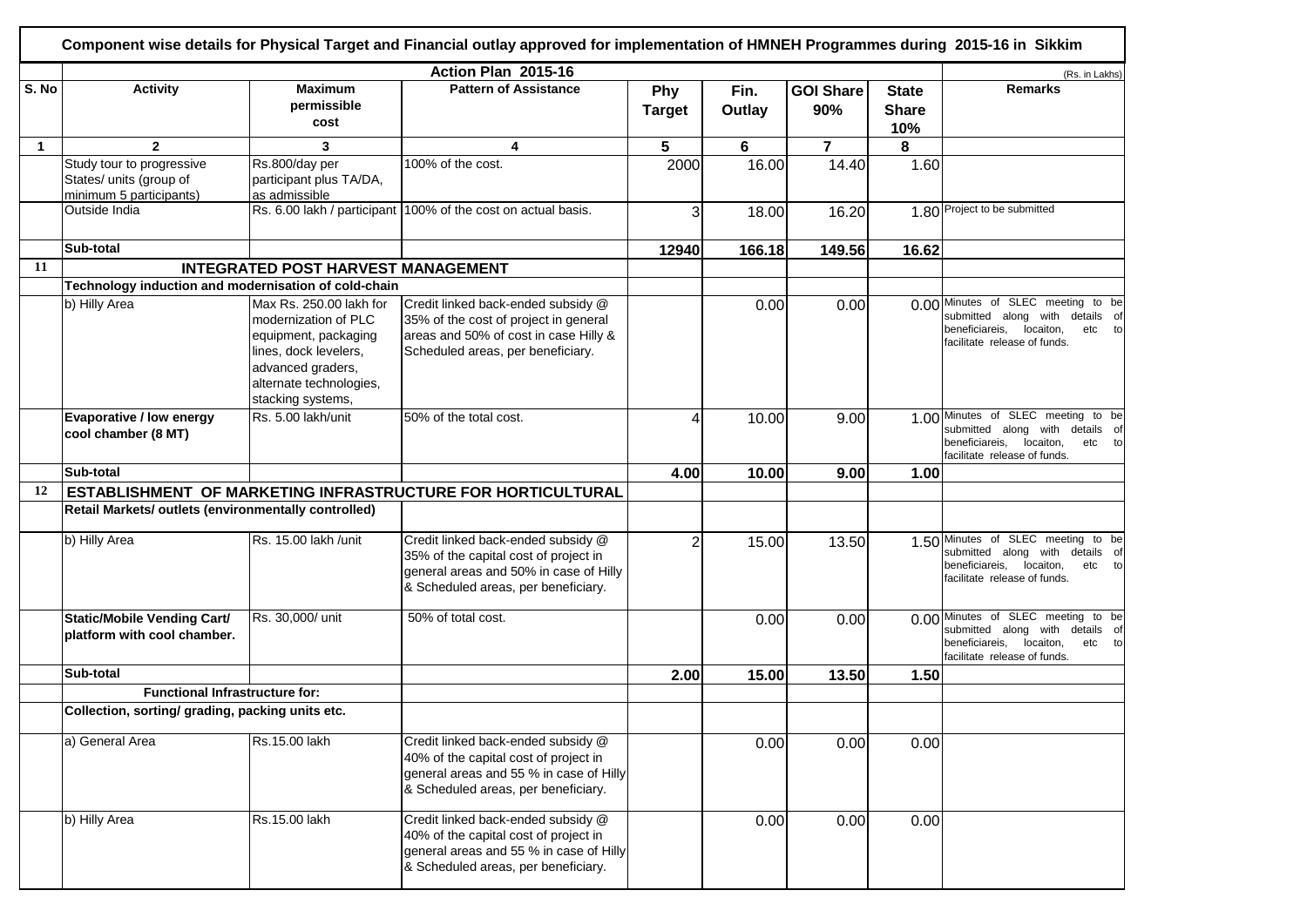**Component wise details for Physical Target and Financial outlay approved for implementation of HMNEH Programmes during 2015-16 in Sikkim**

**Action Plan 2015-16** (Rs. in Lakhs)

| S. No | Activity | Maximum permissible cost | Pattern of Assistance | Phy Target | Fin. Outlay | GOI Share 90% | State Share 10% | Remarks |
|---|---|---|---|---|---|---|---|---|
| 1 | 2 | 3 | 4 | 5 | 6 | 7 | 8 | |
| | Study tour to progressive States/ units (group of minimum 5 participants) | Rs.800/day per participant plus TA/DA, as admissible | 100% of the cost. | 2000 | 16.00 | 14.40 | 1.60 | |
| | Outside India | Rs. 6.00 lakh / participant | 100% of the cost on actual basis. | 3 | 18.00 | 16.20 | 1.80 | Project to be submitted |
| | **Sub-total** | | | **12940** | **166.18** | **149.56** | **16.62** | |
| **11** | **INTEGRATED POST HARVEST MANAGEMENT** | | | | | | | |
| | **Technology induction and modernisation of cold-chain** | | | | | | | |
| | b) Hilly Area | Max Rs. 250.00 lakh for modernization of PLC equipment, packaging lines, dock levelers, advanced graders, alternate technologies, stacking systems, | Credit linked back-ended subsidy @ 35% of the cost of project in general areas and 50% of cost in case Hilly & Scheduled areas, per beneficiary. | | 0.00 | 0.00 | 0.00 | Minutes of SLEC meeting to be submitted along with details of beneficiareis, locaiton, etc to facilitate release of funds. |
| | **Evaporative / low energy cool chamber (8 MT)** | Rs. 5.00 lakh/unit | 50% of the total cost. | 4 | 10.00 | 9.00 | 1.00 | Minutes of SLEC meeting to be submitted along with details of beneficiareis, locaiton, etc to facilitate release of funds. |
| | **Sub-total** | | | **4.00** | **10.00** | **9.00** | **1.00** | |
| **12** | **ESTABLISHMENT OF MARKETING INFRASTRUCTURE FOR HORTICULTURAL** | | | | | | | |
| | **Retail Markets/ outlets (environmentally controlled)** | | | | | | | |
| | b) Hilly Area | Rs. 15.00 lakh /unit | Credit linked back-ended subsidy @ 35% of the capital cost of project in general areas and 50% in case of Hilly & Scheduled areas, per beneficiary. | 2 | 15.00 | 13.50 | 1.50 | Minutes of SLEC meeting to be submitted along with details of beneficiareis, locaiton, etc to facilitate release of funds. |
| | **Static/Mobile Vending Cart/ platform with cool chamber.** | Rs. 30,000/ unit | 50% of total cost. | | 0.00 | 0.00 | 0.00 | Minutes of SLEC meeting to be submitted along with details of beneficiareis, locaiton, etc to facilitate release of funds. |
| | **Sub-total** | | | **2.00** | **15.00** | **13.50** | **1.50** | |
| | **Functional Infrastructure for:** | | | | | | | |
| | **Collection, sorting/ grading, packing units etc.** | | | | | | | |
| | a) General Area | Rs.15.00 lakh | Credit linked back-ended subsidy @ 40% of the capital cost of project in general areas and 55 % in case of Hilly & Scheduled areas, per beneficiary. | | 0.00 | 0.00 | 0.00 | |
| | b) Hilly Area | Rs.15.00 lakh | Credit linked back-ended subsidy @ 40% of the capital cost of project in general areas and 55 % in case of Hilly & Scheduled areas, per beneficiary. | | 0.00 | 0.00 | 0.00 | |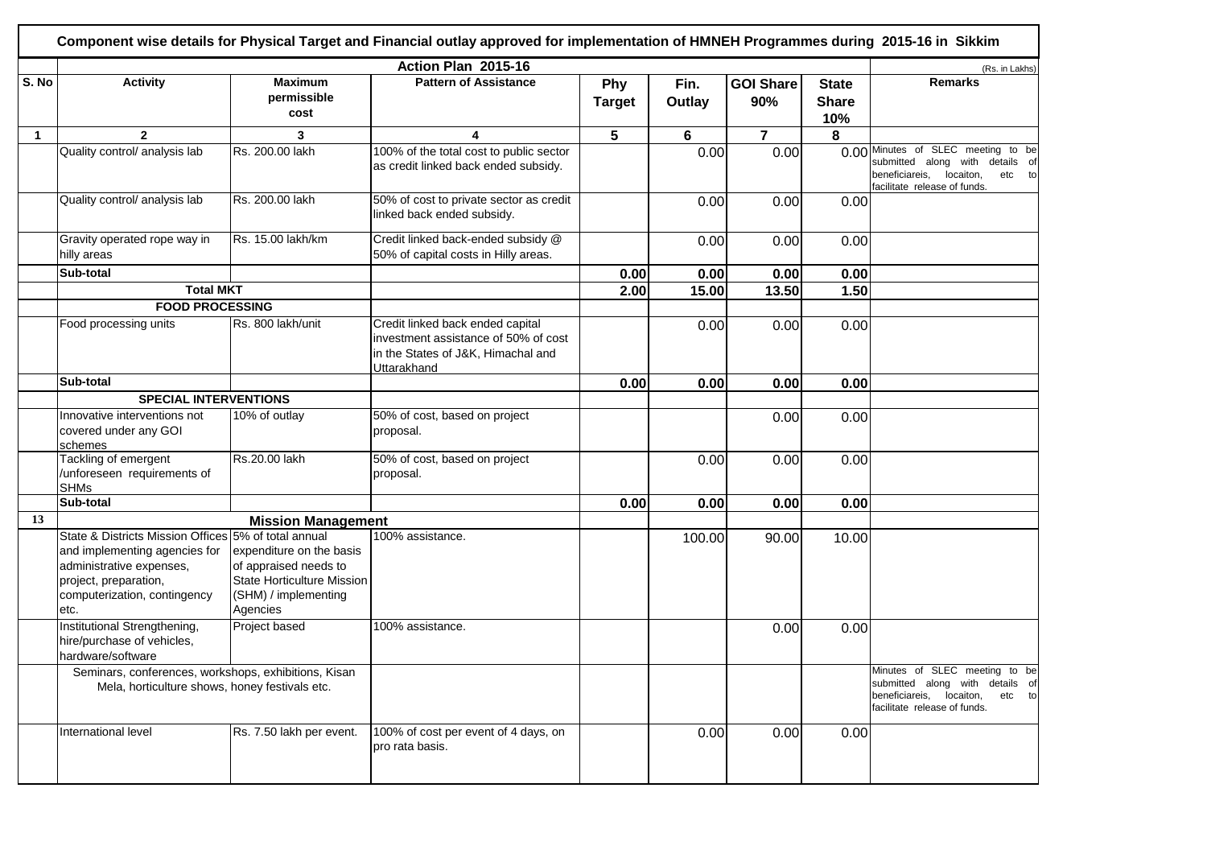# Component wise details for Physical Target and Financial outlay approved for implementation of HMNEH Programmes during 2015-16 in Sikkim

| | Action Plan 2015-16 | | | | | | | (Rs. in Lakhs) |
|---|---|---|---|---|---|---|---|---|
| S. No | Activity | Maximum permissible cost | Pattern of Assistance | Phy Target | Fin. Outlay | GOI Share 90% | State Share 10% | Remarks |
| 1 | 2 | 3 | 4 | 5 | 6 | 7 | 8 | |
| | Quality control/ analysis lab | Rs. 200.00 lakh | 100% of the total cost to public sector as credit linked back ended subsidy. | | 0.00 | 0.00 | 0.00 | Minutes of SLEC meeting to be submitted along with details of beneficiareis, locaiton, etc to facilitate release of funds. |
| | Quality control/ analysis lab | Rs. 200.00 lakh | 50% of cost to private sector as credit linked back ended subsidy. | | 0.00 | 0.00 | 0.00 | |
| | Gravity operated rope way in hilly areas | Rs. 15.00 lakh/km | Credit linked back-ended subsidy @ 50% of capital costs in Hilly areas. | | 0.00 | 0.00 | 0.00 | |
| | **Sub-total** | | | **0.00** | **0.00** | **0.00** | **0.00** | |
| | **Total MKT** | | | **2.00** | **15.00** | **13.50** | **1.50** | |
| | **FOOD PROCESSING** | | | | | | | |
| | Food processing units | Rs. 800 lakh/unit | Credit linked back ended capital investment assistance of 50% of cost in the States of J&K, Himachal and Uttarakhand | | 0.00 | 0.00 | 0.00 | |
| | **Sub-total** | | | **0.00** | **0.00** | **0.00** | **0.00** | |
| | **SPECIAL INTERVENTIONS** | | | | | | | |
| | Innovative interventions not covered under any GOI schemes | 10% of outlay | 50% of cost, based on project proposal. | | | 0.00 | 0.00 | |
| | Tackling of emergent /unforeseen requirements of SHMs | Rs.20.00 lakh | 50% of cost, based on project proposal. | | 0.00 | 0.00 | 0.00 | |
| | **Sub-total** | | | **0.00** | **0.00** | **0.00** | **0.00** | |
| **13** | **Mission Management** | | | | | | | |
| | State & Districts Mission Offices and implementing agencies for administrative expenses, project, preparation, computerization, contingency etc. | 5% of total annual expenditure on the basis of appraised needs to State Horticulture Mission (SHM) / implementing Agencies | 100% assistance. | | 100.00 | 90.00 | 10.00 | |
| | Institutional Strengthening, hire/purchase of vehicles, hardware/software | Project based | 100% assistance. | | | 0.00 | 0.00 | |
| | Seminars, conferences, workshops, exhibitions, Kisan Mela, horticulture shows, honey festivals etc. | | | | | | | Minutes of SLEC meeting to be submitted along with details of beneficiareis, locaiton, etc to facilitate release of funds. |
| | International level | Rs. 7.50 lakh per event. | 100% of cost per event of 4 days, on pro rata basis. | | 0.00 | 0.00 | 0.00 | |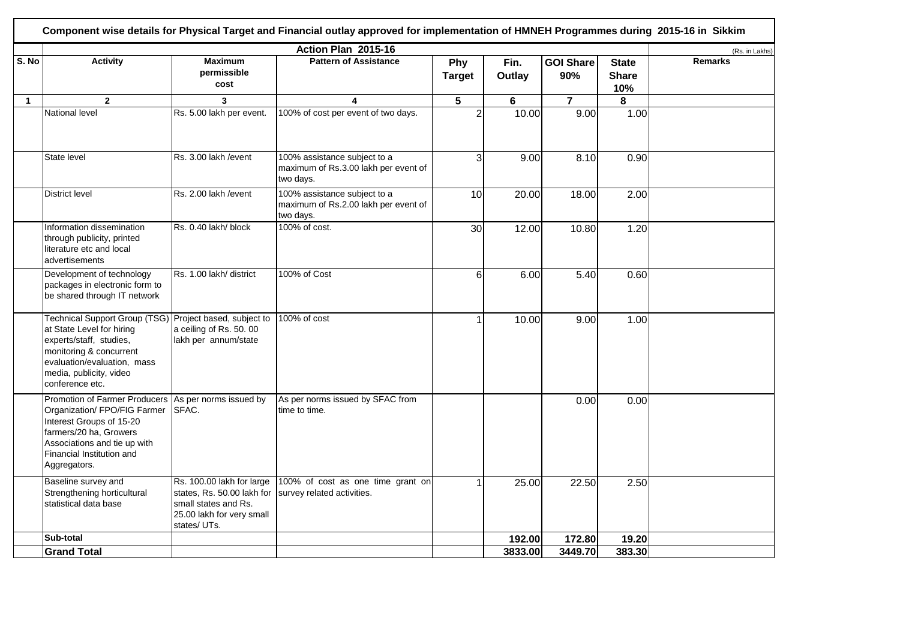## Component wise details for Physical Target and Financial outlay approved for implementation of HMNEH Programmes during 2015-16 in Sikkim

Action Plan 2015-16

(Rs. in Lakhs)

| S. No | Activity | Maximum permissible cost | Pattern of Assistance | Phy Target | Fin. Outlay | GOI Share 90% | State Share 10% | Remarks |
|---|---|---|---|---|---|---|---|---|
| 1 | 2 | 3 | 4 | 5 | 6 | 7 | 8 | |
| | National level | Rs. 5.00 lakh per event. | 100% of cost per event of two days. | 2 | 10.00 | 9.00 | 1.00 | |
| | State level | Rs. 3.00 lakh /event | 100% assistance subject to a maximum of Rs.3.00 lakh per event of two days. | 3 | 9.00 | 8.10 | 0.90 | |
| | District level | Rs. 2.00 lakh /event | 100% assistance subject to a maximum of Rs.2.00 lakh per event of two days. | 10 | 20.00 | 18.00 | 2.00 | |
| | Information dissemination through publicity, printed literature etc and local advertisements | Rs. 0.40 lakh/ block | 100% of cost. | 30 | 12.00 | 10.80 | 1.20 | |
| | Development of technology packages in electronic form to be shared through IT network | Rs. 1.00 lakh/ district | 100% of Cost | 6 | 6.00 | 5.40 | 0.60 | |
| | Technical Support Group (TSG) at State Level for hiring experts/staff, studies, monitoring & concurrent evaluation/evaluation, mass media, publicity, video conference etc. | Project based, subject to a ceiling of Rs. 50. 00 lakh per annum/state | 100% of cost | 1 | 10.00 | 9.00 | 1.00 | |
| | Promotion of Farmer Producers Organization/ FPO/FIG Farmer Interest Groups of 15-20 farmers/20 ha, Growers Associations and tie up with Financial Institution and Aggregators. | As per norms issued by SFAC. | As per norms issued by SFAC from time to time. | | | 0.00 | 0.00 | |
| | Baseline survey and Strengthening horticultural statistical data base | Rs. 100.00 lakh for large states, Rs. 50.00 lakh for small states and Rs. 25.00 lakh for very small states/ UTs. | 100% of cost as one time grant on survey related activities. | 1 | 25.00 | 22.50 | 2.50 | |
| | **Sub-total** | | | | **192.00** | **172.80** | **19.20** | |
| | **Grand Total** | | | | **3833.00** | **3449.70** | **383.30** | |